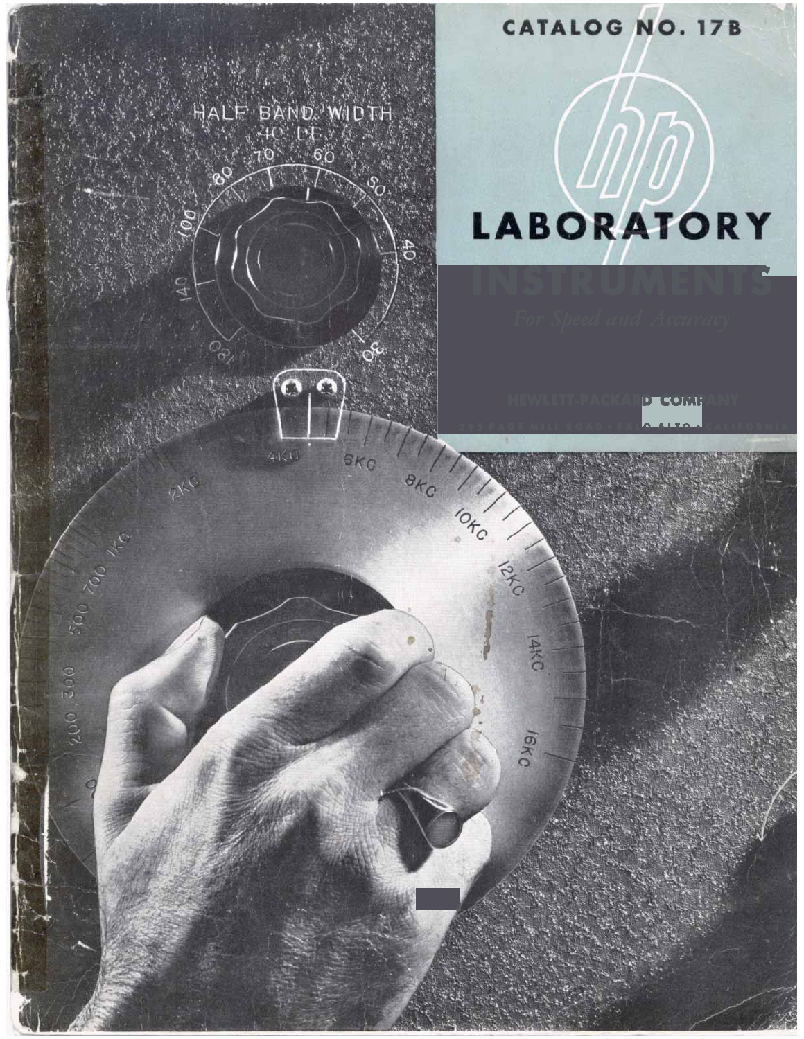CATALOG NO. 17B

# LABORATORY

# INSTRUMENTS

*For Speed and Accuracy*

HEWLETT-PACKARD COMPANY

395 PAGE MILL ROAD · PALO ALTO · CALIFORNIA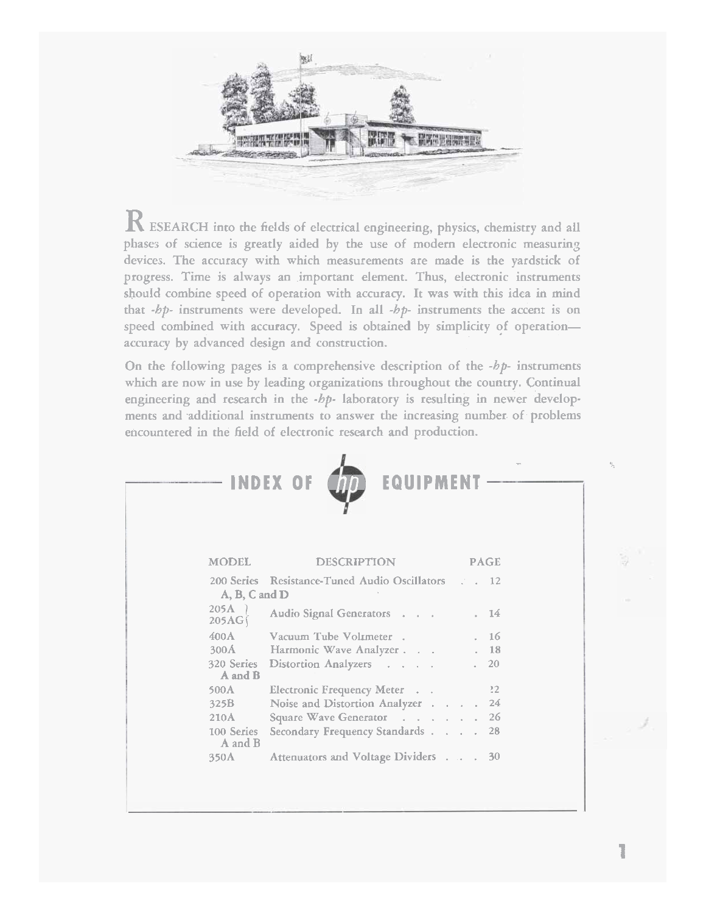RESEARCH into the fields of electrical engineering, physics, chemistry and all phases of science is greatly aided by the use of modern electronic measuring devices. The accuracy with which measurements are made is the yardstick of progress. Time is always an important element. Thus, electronic instruments should combine speed of operation with accuracy. It was with this idea in mind that *-hp-* instruments were developed. In all *-hp-* instruments the accent is on speed combined with accuracy. Speed is obtained by simplicity of operation—accuracy by advanced design and construction.

On the following pages is a comprehensive description of the *-hp-* instruments which are now in use by leading organizations throughout the country. Continual engineering and research in the *-hp-* laboratory is resulting in newer developments and additional instruments to answer the increasing number of problems encountered in the field of electronic research and production.

## INDEX OF hp EQUIPMENT

| MODEL | DESCRIPTION | PAGE |
|---|---|---|
| 200 Series A, B, C and D | Resistance-Tuned Audio Oscillators | 12 |
| 205A / 205AG | Audio Signal Generators | 14 |
| 400A | Vacuum Tube Voltmeter | 16 |
| 300A | Harmonic Wave Analyzer | 18 |
| 320 Series A and B | Distortion Analyzers | 20 |
| 500A | Electronic Frequency Meter | 22 |
| 325B | Noise and Distortion Analyzer | 24 |
| 210A | Square Wave Generator | 26 |
| 100 Series A and B | Secondary Frequency Standards | 28 |
| 350A | Attenuators and Voltage Dividers | 30 |